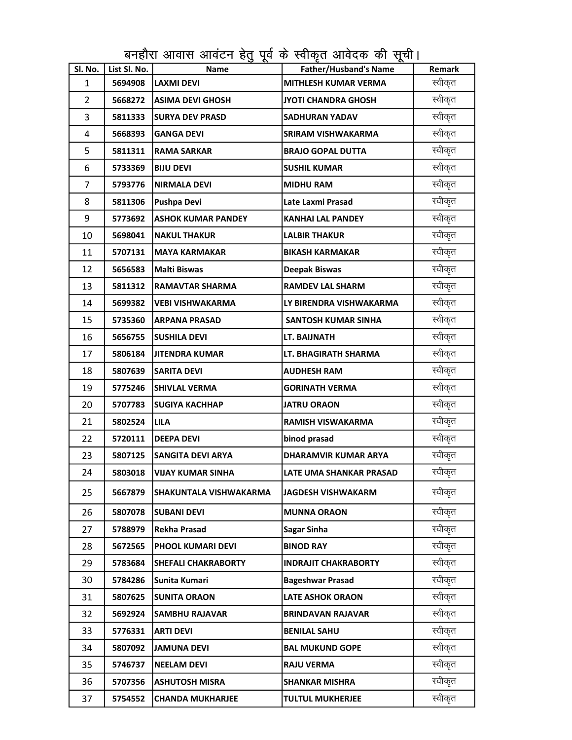# बनहौरा आवास आवंटन हेतु पूर्व के स्वीकृत आवेदक की सूची।

| Sl. No. | List Sl. No. | Name | Father/Husband's Name | Remark |
|---|---|---|---|---|
| 1 | 5694908 | LAXMI DEVI | MITHLESH KUMAR VERMA | स्वीकृत |
| 2 | 5668272 | ASIMA DEVI GHOSH | JYOTI CHANDRA GHOSH | स्वीकृत |
| 3 | 5811333 | SURYA DEV PRASD | SADHURAN YADAV | स्वीकृत |
| 4 | 5668393 | GANGA DEVI | SRIRAM VISHWAKARMA | स्वीकृत |
| 5 | 5811311 | RAMA SARKAR | BRAJO GOPAL DUTTA | स्वीकृत |
| 6 | 5733369 | BIJU DEVI | SUSHIL KUMAR | स्वीकृत |
| 7 | 5793776 | NIRMALA DEVI | MIDHU RAM | स्वीकृत |
| 8 | 5811306 | Pushpa Devi | Late Laxmi Prasad | स्वीकृत |
| 9 | 5773692 | ASHOK KUMAR PANDEY | KANHAI LAL PANDEY | स्वीकृत |
| 10 | 5698041 | NAKUL THAKUR | LALBIR THAKUR | स्वीकृत |
| 11 | 5707131 | MAYA KARMAKAR | BIKASH KARMAKAR | स्वीकृत |
| 12 | 5656583 | Malti Biswas | Deepak Biswas | स्वीकृत |
| 13 | 5811312 | RAMAVTAR SHARMA | RAMDEV LAL SHARM | स्वीकृत |
| 14 | 5699382 | VEBI VISHWAKARMA | LY BIRENDRA VISHWAKARMA | स्वीकृत |
| 15 | 5735360 | ARPANA PRASAD | SANTOSH KUMAR SINHA | स्वीकृत |
| 16 | 5656755 | SUSHILA DEVI | LT. BAIJNATH | स्वीकृत |
| 17 | 5806184 | JITENDRA KUMAR | LT. BHAGIRATH SHARMA | स्वीकृत |
| 18 | 5807639 | SARITA DEVI | AUDHESH RAM | स्वीकृत |
| 19 | 5775246 | SHIVLAL VERMA | GORINATH VERMA | स्वीकृत |
| 20 | 5707783 | SUGIYA KACHHAP | JATRU ORAON | स्वीकृत |
| 21 | 5802524 | LILA | RAMISH VISWAKARMA | स्वीकृत |
| 22 | 5720111 | DEEPA DEVI | binod prasad | स्वीकृत |
| 23 | 5807125 | SANGITA DEVI ARYA | DHARAMVIR KUMAR ARYA | स्वीकृत |
| 24 | 5803018 | VIJAY KUMAR SINHA | LATE UMA SHANKAR PRASAD | स्वीकृत |
| 25 | 5667879 | SHAKUNTALA VISHWAKARMA | JAGDESH VISHWAKARM | स्वीकृत |
| 26 | 5807078 | SUBANI DEVI | MUNNA ORAON | स्वीकृत |
| 27 | 5788979 | Rekha Prasad | Sagar Sinha | स्वीकृत |
| 28 | 5672565 | PHOOL KUMARI DEVI | BINOD RAY | स्वीकृत |
| 29 | 5783684 | SHEFALI CHAKRABORTY | INDRAJIT CHAKRABORTY | स्वीकृत |
| 30 | 5784286 | Sunita Kumari | Bageshwar Prasad | स्वीकृत |
| 31 | 5807625 | SUNITA ORAON | LATE ASHOK ORAON | स्वीकृत |
| 32 | 5692924 | SAMBHU RAJAVAR | BRINDAVAN RAJAVAR | स्वीकृत |
| 33 | 5776331 | ARTI DEVI | BENILAL SAHU | स्वीकृत |
| 34 | 5807092 | JAMUNA DEVI | BAL MUKUND GOPE | स्वीकृत |
| 35 | 5746737 | NEELAM DEVI | RAJU VERMA | स्वीकृत |
| 36 | 5707356 | ASHUTOSH MISRA | SHANKAR MISHRA | स्वीकृत |
| 37 | 5754552 | CHANDA MUKHARJEE | TULTUL MUKHERJEE | स्वीकृत |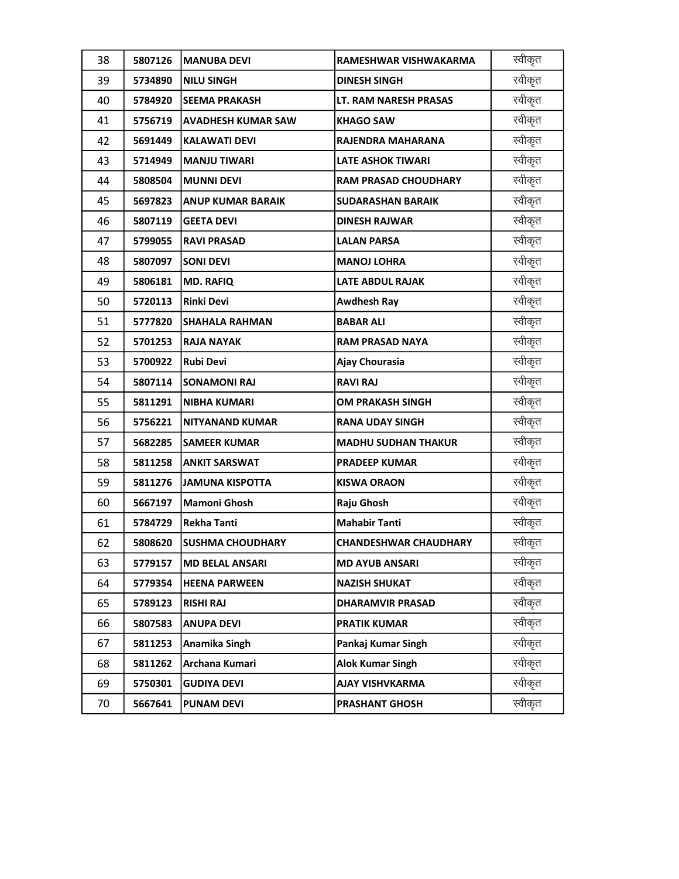| | | | | |
|---|---|---|---|---|
| 38 | 5807126 | MANUBA DEVI | RAMESHWAR VISHWAKARMA | स्वीकृत |
| 39 | 5734890 | NILU SINGH | DINESH SINGH | स्वीकृत |
| 40 | 5784920 | SEEMA PRAKASH | LT. RAM NARESH PRASAS | स्वीकृत |
| 41 | 5756719 | AVADHESH KUMAR SAW | KHAGO SAW | स्वीकृत |
| 42 | 5691449 | KALAWATI DEVI | RAJENDRA MAHARANA | स्वीकृत |
| 43 | 5714949 | MANJU TIWARI | LATE ASHOK TIWARI | स्वीकृत |
| 44 | 5808504 | MUNNI DEVI | RAM PRASAD CHOUDHARY | स्वीकृत |
| 45 | 5697823 | ANUP KUMAR BARAIK | SUDARASHAN BARAIK | स्वीकृत |
| 46 | 5807119 | GEETA DEVI | DINESH RAJWAR | स्वीकृत |
| 47 | 5799055 | RAVI PRASAD | LALAN PARSA | स्वीकृत |
| 48 | 5807097 | SONI DEVI | MANOJ LOHRA | स्वीकृत |
| 49 | 5806181 | MD. RAFIQ | LATE ABDUL RAJAK | स्वीकृत |
| 50 | 5720113 | Rinki Devi | Awdhesh Ray | स्वीकृत |
| 51 | 5777820 | SHAHALA RAHMAN | BABAR ALI | स्वीकृत |
| 52 | 5701253 | RAJA NAYAK | RAM PRASAD NAYA | स्वीकृत |
| 53 | 5700922 | Rubi Devi | Ajay Chourasia | स्वीकृत |
| 54 | 5807114 | SONAMONI RAJ | RAVI RAJ | स्वीकृत |
| 55 | 5811291 | NIBHA KUMARI | OM PRAKASH SINGH | स्वीकृत |
| 56 | 5756221 | NITYANAND KUMAR | RANA UDAY SINGH | स्वीकृत |
| 57 | 5682285 | SAMEER KUMAR | MADHU SUDHAN THAKUR | स्वीकृत |
| 58 | 5811258 | ANKIT SARSWAT | PRADEEP KUMAR | स्वीकृत |
| 59 | 5811276 | JAMUNA KISPOTTA | KISWA ORAON | स्वीकृत |
| 60 | 5667197 | Mamoni Ghosh | Raju Ghosh | स्वीकृत |
| 61 | 5784729 | Rekha Tanti | Mahabir Tanti | स्वीकृत |
| 62 | 5808620 | SUSHMA CHOUDHARY | CHANDESHWAR CHAUDHARY | स्वीकृत |
| 63 | 5779157 | MD BELAL ANSARI | MD AYUB ANSARI | स्वीकृत |
| 64 | 5779354 | HEENA PARWEEN | NAZISH SHUKAT | स्वीकृत |
| 65 | 5789123 | RISHI RAJ | DHARAMVIR PRASAD | स्वीकृत |
| 66 | 5807583 | ANUPA DEVI | PRATIK KUMAR | स्वीकृत |
| 67 | 5811253 | Anamika Singh | Pankaj Kumar Singh | स्वीकृत |
| 68 | 5811262 | Archana Kumari | Alok Kumar Singh | स्वीकृत |
| 69 | 5750301 | GUDIYA DEVI | AJAY VISHVKARMA | स्वीकृत |
| 70 | 5667641 | PUNAM DEVI | PRASHANT GHOSH | स्वीकृत |